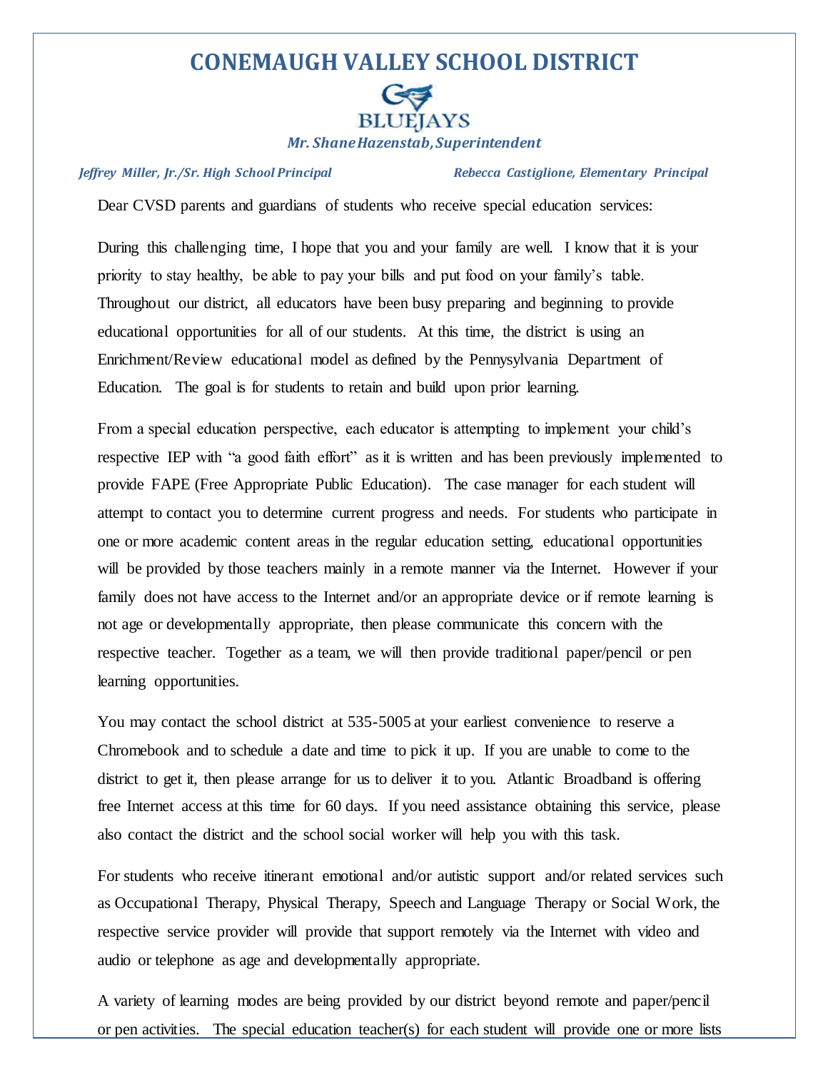# CONEMAUGH VALLEY SCHOOL DISTRICT

BLUEJAYS

***Mr. Shane Hazenstab, Superintendent***

*Jeffrey Miller, Jr./Sr. High School Principal* | *Rebecca Castiglione, Elementary Principal*

Dear CVSD parents and guardians of students who receive special education services:

During this challenging time, I hope that you and your family are well. I know that it is your priority to stay healthy, be able to pay your bills and put food on your family's table. Throughout our district, all educators have been busy preparing and beginning to provide educational opportunities for all of our students. At this time, the district is using an Enrichment/Review educational model as defined by the Pennsylvania Department of Education. The goal is for students to retain and build upon prior learning.

From a special education perspective, each educator is attempting to implement your child's respective IEP with "a good faith effort" as it is written and has been previously implemented to provide FAPE (Free Appropriate Public Education). The case manager for each student will attempt to contact you to determine current progress and needs. For students who participate in one or more academic content areas in the regular education setting, educational opportunities will be provided by those teachers mainly in a remote manner via the Internet. However if your family does not have access to the Internet and/or an appropriate device or if remote learning is not age or developmentally appropriate, then please communicate this concern with the respective teacher. Together as a team, we will then provide traditional paper/pencil or pen learning opportunities.

You may contact the school district at 535-5005 at your earliest convenience to reserve a Chromebook and to schedule a date and time to pick it up. If you are unable to come to the district to get it, then please arrange for us to deliver it to you. Atlantic Broadband is offering free Internet access at this time for 60 days. If you need assistance obtaining this service, please also contact the district and the school social worker will help you with this task.

For students who receive itinerant emotional and/or autistic support and/or related services such as Occupational Therapy, Physical Therapy, Speech and Language Therapy or Social Work, the respective service provider will provide that support remotely via the Internet with video and audio or telephone as age and developmentally appropriate.

A variety of learning modes are being provided by our district beyond remote and paper/pencil or pen activities. The special education teacher(s) for each student will provide one or more lists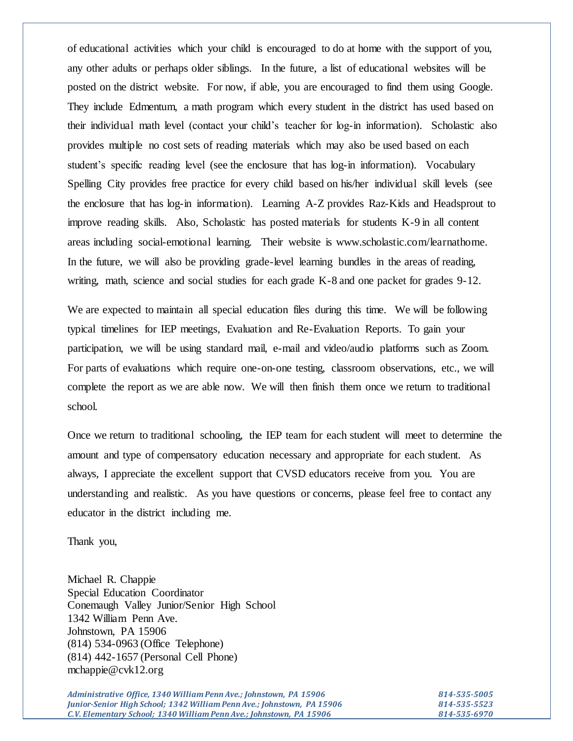of educational activities which your child is encouraged to do at home with the support of you, any other adults or perhaps older siblings. In the future, a list of educational websites will be posted on the district website. For now, if able, you are encouraged to find them using Google. They include Edmentum, a math program which every student in the district has used based on their individual math level (contact your child's teacher for log-in information). Scholastic also provides multiple no cost sets of reading materials which may also be used based on each student's specific reading level (see the enclosure that has log-in information). Vocabulary Spelling City provides free practice for every child based on his/her individual skill levels (see the enclosure that has log-in information). Learning A-Z provides Raz-Kids and Headsprout to improve reading skills. Also, Scholastic has posted materials for students K-9 in all content areas including social-emotional learning. Their website is www.scholastic.com/learnathome. In the future, we will also be providing grade-level learning bundles in the areas of reading, writing, math, science and social studies for each grade K-8 and one packet for grades 9-12.

We are expected to maintain all special education files during this time. We will be following typical timelines for IEP meetings, Evaluation and Re-Evaluation Reports. To gain your participation, we will be using standard mail, e-mail and video/audio platforms such as Zoom. For parts of evaluations which require one-on-one testing, classroom observations, etc., we will complete the report as we are able now. We will then finish them once we return to traditional school.

Once we return to traditional schooling, the IEP team for each student will meet to determine the amount and type of compensatory education necessary and appropriate for each student. As always, I appreciate the excellent support that CVSD educators receive from you. You are understanding and realistic. As you have questions or concerns, please feel free to contact any educator in the district including me.

Thank you,

Michael R. Chappie
Special Education Coordinator
Conemaugh Valley Junior/Senior High School
1342 William Penn Ave.
Johnstown, PA 15906
(814) 534-0963 (Office Telephone)
(814) 442-1657 (Personal Cell Phone)
mchappie@cvk12.org

*Administrative Office, 1340 William Penn Ave.; Johnstown, PA 15906* *814-535-5005*
*Junior-Senior High School; 1342 William Penn Ave.; Johnstown, PA 15906* *814-535-5523*
*C.V. Elementary School; 1340 William Penn Ave.; Johnstown, PA 15906* *814-535-6970*